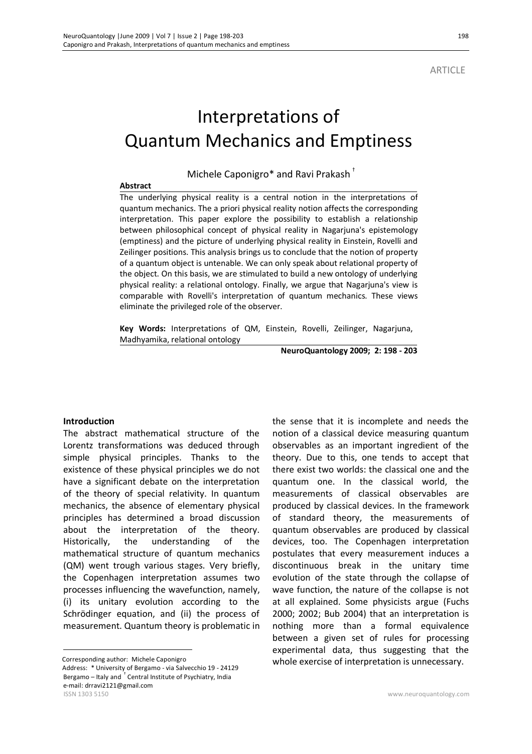ARTICLE

# Interpretations of Quantum Mechanics and Emptiness

Michele Caponigro* and Ravi Prakash [†]

**Abstract**

The underlying physical reality is a central notion in the interpretations of quantum mechanics. The a priori physical reality notion affects the corresponding interpretation. This paper explore the possibility to establish a relationship between philosophical concept of physical reality in Nagarjuna's epistemology (emptiness) and the picture of underlying physical reality in Einstein, Rovelli and Zeilinger positions. This analysis brings us to conclude that the notion of property of a quantum object is untenable. We can only speak about relational property of the object. On this basis, we are stimulated to build a new ontology of underlying physical reality: a relational ontology. Finally, we argue that Nagarjuna's view is comparable with Rovelli's interpretation of quantum mechanics. These views eliminate the privileged role of the observer.

**Key Words:** Interpretations of QM, Einstein, Rovelli, Zeilinger, Nagarjuna, Madhyamika, relational ontology

**NeuroQuantology 2009; 2: 198 - 203**

## Introduction

The abstract mathematical structure of the Lorentz transformations was deduced through simple physical principles. Thanks to the existence of these physical principles we do not have a significant debate on the interpretation of the theory of special relativity. In quantum mechanics, the absence of elementary physical principles has determined a broad discussion about the interpretation of the theory. Historically, the understanding of the mathematical structure of quantum mechanics (QM) went trough various stages. Very briefly, the Copenhagen interpretation assumes two processes influencing the wavefunction, namely, (i) its unitary evolution according to the Schrödinger equation, and (ii) the process of measurement. Quantum theory is problematic in the sense that it is incomplete and needs the notion of a classical device measuring quantum observables as an important ingredient of the theory. Due to this, one tends to accept that there exist two worlds: the classical one and the quantum one. In the classical world, the measurements of classical observables are produced by classical devices. In the framework of standard theory, the measurements of quantum observables are produced by classical devices, too. The Copenhagen interpretation postulates that every measurement induces a discontinuous break in the unitary time evolution of the state through the collapse of wave function, the nature of the collapse is not at all explained. Some physicists argue (Fuchs 2000; 2002; Bub 2004) that an interpretation is nothing more than a formal equivalence between a given set of rules for processing experimental data, thus suggesting that the whole exercise of interpretation is unnecessary.

Corresponding author: Michele Caponigro

Address: * University of Bergamo - via Salvecchio 19 - 24129 Bergamo – Italy and † Central Institute of Psychiatry, India

e-mail: drravi2121@gmail.com

ISSN 1303 5150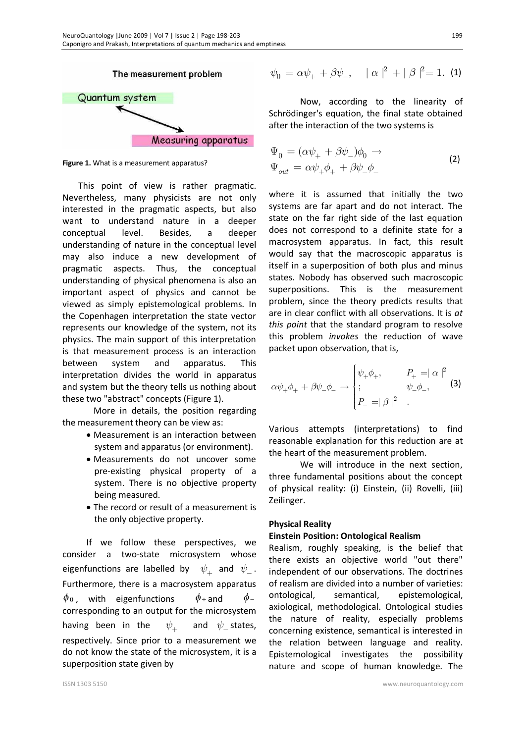Figure 1. What is a measurement apparatus?

This point of view is rather pragmatic. Nevertheless, many physicists are not only interested in the pragmatic aspects, but also want to understand nature in a deeper conceptual level. Besides, a deeper understanding of nature in the conceptual level may also induce a new development of pragmatic aspects. Thus, the conceptual understanding of physical phenomena is also an important aspect of physics and cannot be viewed as simply epistemological problems. In the Copenhagen interpretation the state vector represents our knowledge of the system, not its physics. The main support of this interpretation is that measurement process is an interaction between system and apparatus. This interpretation divides the world in apparatus and system but the theory tells us nothing about these two "abstract" concepts (Figure 1).

More in details, the position regarding the measurement theory can be view as:

- Measurement is an interaction between system and apparatus (or environment).
- Measurements do not uncover some pre-existing physical property of a system. There is no objective property being measured.
- The record or result of a measurement is the only objective property.

If we follow these perspectives, we consider a two-state microsystem whose eigenfunctions are labelled by $\psi_+$ and $\psi_-$. Furthermore, there is a macrosystem apparatus $\phi_0$, with eigenfunctions $\phi_+$ and $\phi_-$ corresponding to an output for the microsystem having been in the $\psi_+$ and $\psi_-$ states, respectively. Since prior to a measurement we do not know the state of the microsystem, it is a superposition state given by

$$\psi_0 = \alpha\psi_+ + \beta\psi_-, \quad |\alpha|^2 + |\beta|^2 = 1. \quad (1)$$

Now, according to the linearity of Schrödinger's equation, the final state obtained after the interaction of the two systems is

$$\begin{aligned} \Psi_0 &= (\alpha\psi_+ + \beta\psi_-)\phi_0 \rightarrow \\ \Psi_{out} &= \alpha\psi_+\phi_+ + \beta\psi_-\phi_- \end{aligned} \quad (2)$$

where it is assumed that initially the two systems are far apart and do not interact. The state on the far right side of the last equation does not correspond to a definite state for a macrosystem apparatus. In fact, this result would say that the macroscopic apparatus is itself in a superposition of both plus and minus states. Nobody has observed such macroscopic superpositions. This is the measurement problem, since the theory predicts results that are in clear conflict with all observations. It is *at this point* that the standard program to resolve this problem *invokes* the reduction of wave packet upon observation, that is,

$$\alpha\psi_+\phi_+ + \beta\psi_-\phi_- \rightarrow \begin{cases} \psi_+\phi_+, & P_+ = |\alpha|^2 \\ ; & \psi_-\phi_-, \\ P_- = |\beta|^2 & . \end{cases} \quad (3)$$

Various attempts (interpretations) to find reasonable explanation for this reduction are at the heart of the measurement problem.

We will introduce in the next section, three fundamental positions about the concept of physical reality: (i) Einstein, (ii) Rovelli, (iii) Zeilinger.

## Physical Reality

### Einstein Position: Ontological Realism

Realism, roughly speaking, is the belief that there exists an objective world "out there" independent of our observations. The doctrines of realism are divided into a number of varieties: ontological, semantical, epistemological, axiological, methodological. Ontological studies the nature of reality, especially problems concerning existence, semantical is interested in the relation between language and reality. Epistemological investigates the possibility nature and scope of human knowledge. The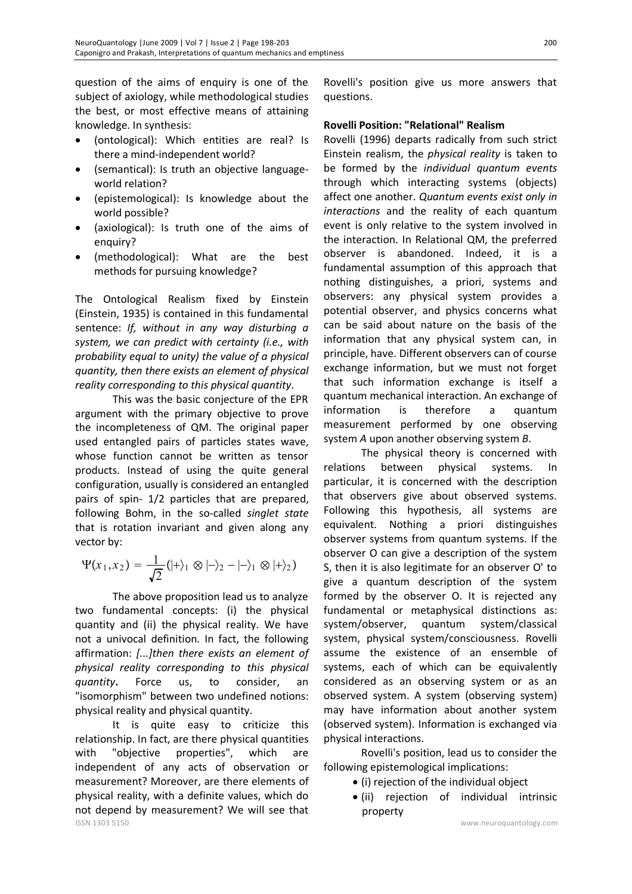question of the aims of enquiry is one of the subject of axiology, while methodological studies the best, or most effective means of attaining knowledge. In synthesis:

- (ontological): Which entities are real? Is there a mind-independent world?
- (semantical): Is truth an objective language-world relation?
- (epistemological): Is knowledge about the world possible?
- (axiological): Is truth one of the aims of enquiry?
- (methodological): What are the best methods for pursuing knowledge?

The Ontological Realism fixed by Einstein (Einstein, 1935) is contained in this fundamental sentence: *If, without in any way disturbing a system, we can predict with certainty (i.e., with probability equal to unity) the value of a physical quantity, then there exists an element of physical reality corresponding to this physical quantity*.

This was the basic conjecture of the EPR argument with the primary objective to prove the incompleteness of QM. The original paper used entangled pairs of particles states wave, whose function cannot be written as tensor products. Instead of using the quite general configuration, usually is considered an entangled pairs of spin- 1/2 particles that are prepared, following Bohm, in the so-called *singlet state* that is rotation invariant and given along any vector by:

$$\Psi(x_1, x_2) = \frac{1}{\sqrt{2}}(|+\rangle_1 \otimes |-\rangle_2 - |-\rangle_1 \otimes |+\rangle_2)$$

The above proposition lead us to analyze two fundamental concepts: (i) the physical quantity and (ii) the physical reality. We have not a univocal definition. In fact, the following affirmation: *[...]then there exists an element of physical reality corresponding to this physical quantity***.** Force us, to consider, an "isomorphism" between two undefined notions: physical reality and physical quantity.

It is quite easy to criticize this relationship. In fact, are there physical quantities with "objective properties", which are independent of any acts of observation or measurement? Moreover, are there elements of physical reality, with a definite values, which do not depend by measurement? We will see that Rovelli's position give us more answers that questions.

**Rovelli Position: "Relational" Realism**

Rovelli (1996) departs radically from such strict Einstein realism, the *physical reality* is taken to be formed by the *individual quantum events* through which interacting systems (objects) affect one another. *Quantum events exist only in interactions* and the reality of each quantum event is only relative to the system involved in the interaction. In Relational QM, the preferred observer is abandoned. Indeed, it is a fundamental assumption of this approach that nothing distinguishes, a priori, systems and observers: any physical system provides a potential observer, and physics concerns what can be said about nature on the basis of the information that any physical system can, in principle, have. Different observers can of course exchange information, but we must not forget that such information exchange is itself a quantum mechanical interaction. An exchange of information is therefore a quantum measurement performed by one observing system *A* upon another observing system *B*.

The physical theory is concerned with relations between physical systems. In particular, it is concerned with the description that observers give about observed systems. Following this hypothesis, all systems are equivalent. Nothing a priori distinguishes observer systems from quantum systems. If the observer O can give a description of the system S, then it is also legitimate for an observer O' to give a quantum description of the system formed by the observer O. It is rejected any fundamental or metaphysical distinctions as: system/observer, quantum system/classical system, physical system/consciousness. Rovelli assume the existence of an ensemble of systems, each of which can be equivalently considered as an observing system or as an observed system. A system (observing system) may have information about another system (observed system). Information is exchanged via physical interactions.

Rovelli's position, lead us to consider the following epistemological implications:

- (i) rejection of the individual object
- (ii) rejection of individual intrinsic property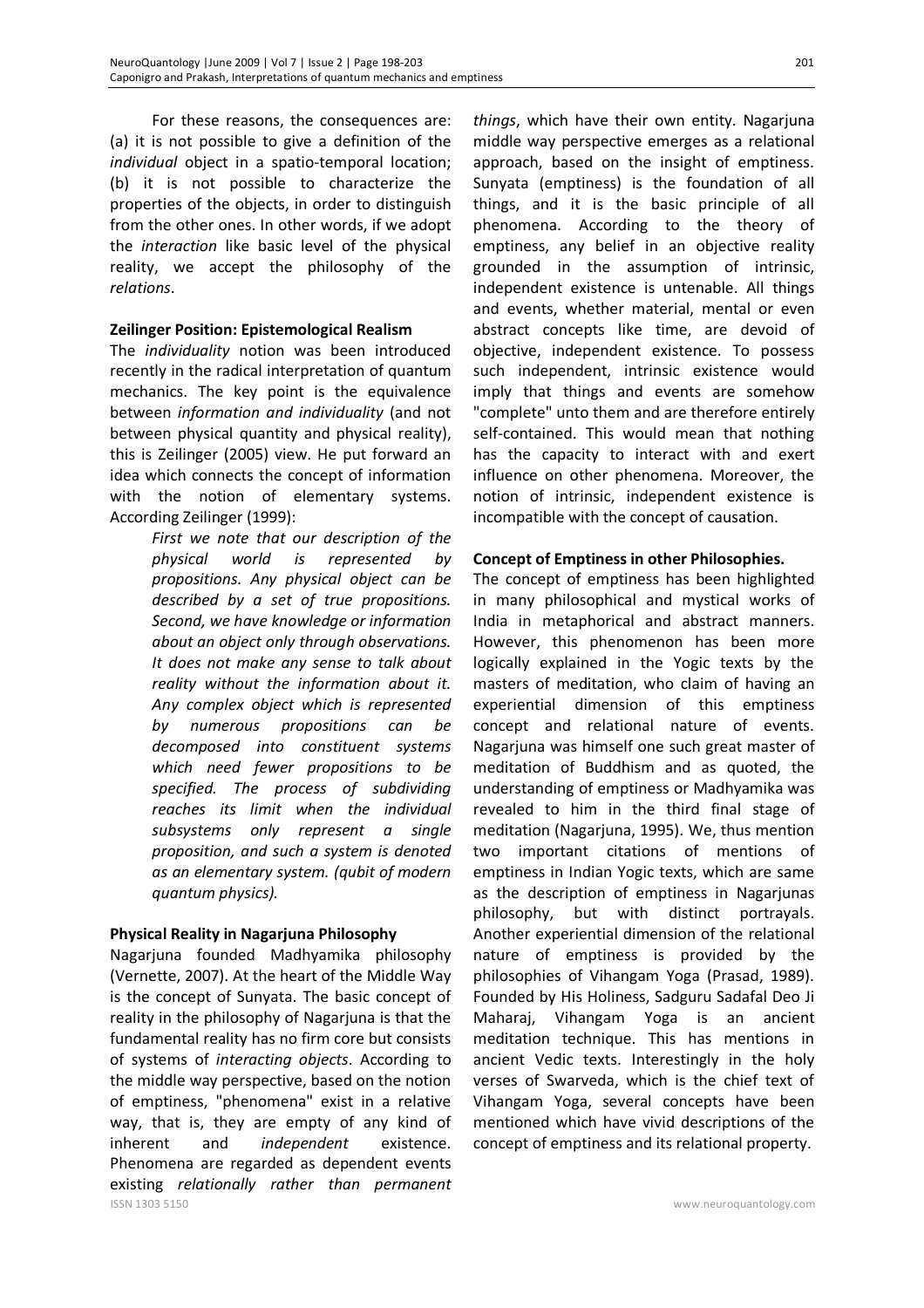For these reasons, the consequences are: (a) it is not possible to give a definition of the *individual* object in a spatio-temporal location; (b) it is not possible to characterize the properties of the objects, in order to distinguish from the other ones. In other words, if we adopt the *interaction* like basic level of the physical reality, we accept the philosophy of the *relations*.

**Zeilinger Position: Epistemological Realism**

The *individuality* notion was been introduced recently in the radical interpretation of quantum mechanics. The key point is the equivalence between *information and individuality* (and not between physical quantity and physical reality), this is Zeilinger (2005) view. He put forward an idea which connects the concept of information with the notion of elementary systems. According Zeilinger (1999):

> *First we note that our description of the physical world is represented by propositions. Any physical object can be described by a set of true propositions. Second, we have knowledge or information about an object only through observations. It does not make any sense to talk about reality without the information about it. Any complex object which is represented by numerous propositions can be decomposed into constituent systems which need fewer propositions to be specified. The process of subdividing reaches its limit when the individual subsystems only represent a single proposition, and such a system is denoted as an elementary system. (qubit of modern quantum physics).*

**Physical Reality in Nagarjuna Philosophy**

Nagarjuna founded Madhyamika philosophy (Vernette, 2007). At the heart of the Middle Way is the concept of Sunyata. The basic concept of reality in the philosophy of Nagarjuna is that the fundamental reality has no firm core but consists of systems of *interacting objects*. According to the middle way perspective, based on the notion of emptiness, "phenomena" exist in a relative way, that is, they are empty of any kind of inherent and *independent* existence. Phenomena are regarded as dependent events existing *relationally rather than permanent things*, which have their own entity. Nagarjuna middle way perspective emerges as a relational approach, based on the insight of emptiness. Sunyata (emptiness) is the foundation of all things, and it is the basic principle of all phenomena. According to the theory of emptiness, any belief in an objective reality grounded in the assumption of intrinsic, independent existence is untenable. All things and events, whether material, mental or even abstract concepts like time, are devoid of objective, independent existence. To possess such independent, intrinsic existence would imply that things and events are somehow "complete" unto them and are therefore entirely self-contained. This would mean that nothing has the capacity to interact with and exert influence on other phenomena. Moreover, the notion of intrinsic, independent existence is incompatible with the concept of causation.

**Concept of Emptiness in other Philosophies.**

The concept of emptiness has been highlighted in many philosophical and mystical works of India in metaphorical and abstract manners. However, this phenomenon has been more logically explained in the Yogic texts by the masters of meditation, who claim of having an experiential dimension of this emptiness concept and relational nature of events. Nagarjuna was himself one such great master of meditation of Buddhism and as quoted, the understanding of emptiness or Madhyamika was revealed to him in the third final stage of meditation (Nagarjuna, 1995). We, thus mention two important citations of mentions of emptiness in Indian Yogic texts, which are same as the description of emptiness in Nagarjunas philosophy, but with distinct portrayals. Another experiential dimension of the relational nature of emptiness is provided by the philosophies of Vihangam Yoga (Prasad, 1989). Founded by His Holiness, Sadguru Sadafal Deo Ji Maharaj, Vihangam Yoga is an ancient meditation technique. This has mentions in ancient Vedic texts. Interestingly in the holy verses of Swarveda, which is the chief text of Vihangam Yoga, several concepts have been mentioned which have vivid descriptions of the concept of emptiness and its relational property.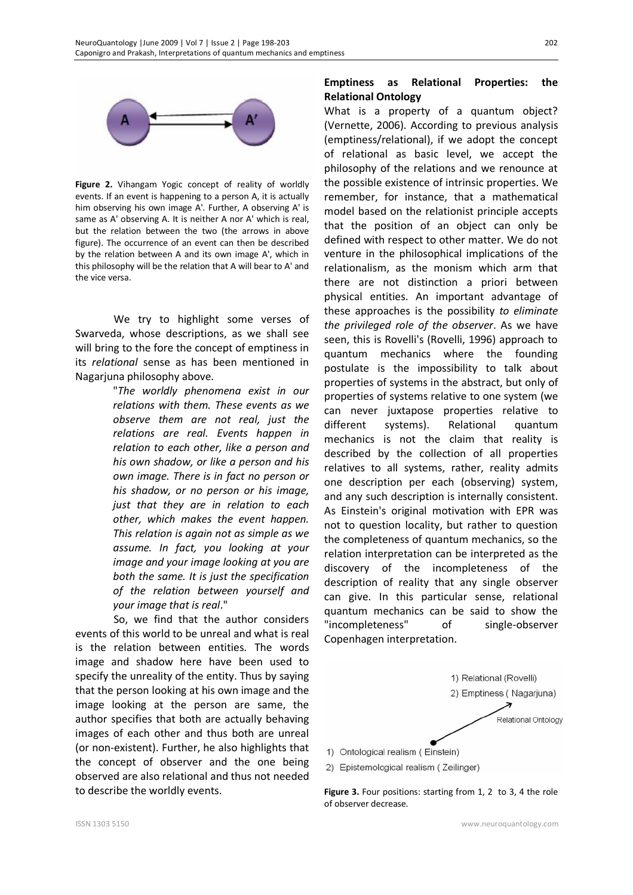**Figure 2.** Vihangam Yogic concept of reality of worldly events. If an event is happening to a person A, it is actually him observing his own image A'. Further, A observing A' is same as A' observing A. It is neither A nor A' which is real, but the relation between the two (the arrows in above figure). The occurrence of an event can then be described by the relation between A and its own image A', which in this philosophy will be the relation that A will bear to A' and the vice versa.

We try to highlight some verses of Swarveda, whose descriptions, as we shall see will bring to the fore the concept of emptiness in its *relational* sense as has been mentioned in Nagarjuna philosophy above.

> "*The worldly phenomena exist in our relations with them. These events as we observe them are not real, just the relations are real. Events happen in relation to each other, like a person and his own shadow, or like a person and his own image. There is in fact no person or his shadow, or no person or his image, just that they are in relation to each other, which makes the event happen. This relation is again not as simple as we assume. In fact, you looking at your image and your image looking at you are both the same. It is just the specification of the relation between yourself and your image that is real*."

So, we find that the author considers events of this world to be unreal and what is real is the relation between entities. The words image and shadow here have been used to specify the unreality of the entity. Thus by saying that the person looking at his own image and the image looking at the person are same, the author specifies that both are actually behaving images of each other and thus both are unreal (or non-existent). Further, he also highlights that the concept of observer and the one being observed are also relational and thus not needed to describe the worldly events.

## Emptiness as Relational Properties: the Relational Ontology

What is a property of a quantum object? (Vernette, 2006). According to previous analysis (emptiness/relational), if we adopt the concept of relational as basic level, we accept the philosophy of the relations and we renounce at the possible existence of intrinsic properties. We remember, for instance, that a mathematical model based on the relationist principle accepts that the position of an object can only be defined with respect to other matter. We do not venture in the philosophical implications of the relationalism, as the monism which arm that there are not distinction a priori between physical entities. An important advantage of these approaches is the possibility *to eliminate the privileged role of the observer*. As we have seen, this is Rovelli's (Rovelli, 1996) approach to quantum mechanics where the founding postulate is the impossibility to talk about properties of systems in the abstract, but only of properties of systems relative to one system (we can never juxtapose properties relative to different systems). Relational quantum mechanics is not the claim that reality is described by the collection of all properties relatives to all systems, rather, reality admits one description per each (observing) system, and any such description is internally consistent. As Einstein's original motivation with EPR was not to question locality, but rather to question the completeness of quantum mechanics, so the relation interpretation can be interpreted as the discovery of the incompleteness of the description of reality that any single observer can give. In this particular sense, relational quantum mechanics can be said to show the "incompleteness" of single-observer Copenhagen interpretation.

1) Relational (Rovelli)
2) Emptiness ( Nagarjuna)

Relational Ontology

1) Ontological realism ( Einstein)
2) Epistemological realism ( Zeilinger)

**Figure 3.** Four positions: starting from 1, 2 to 3, 4 the role of observer decrease.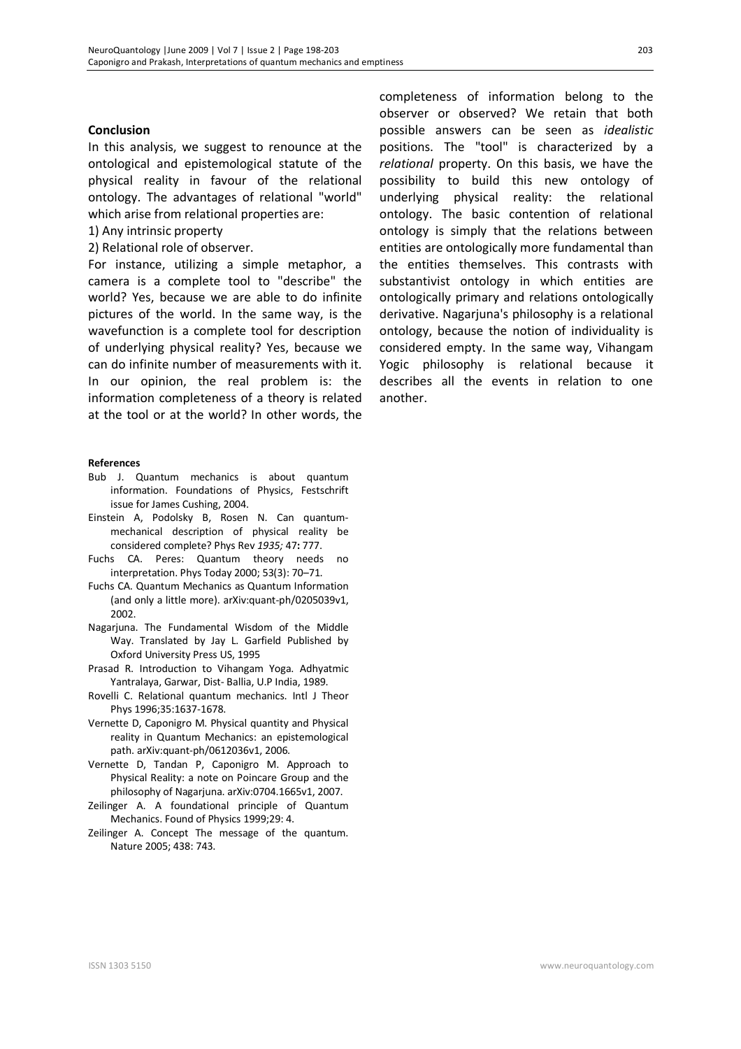## Conclusion

In this analysis, we suggest to renounce at the ontological and epistemological statute of the physical reality in favour of the relational ontology. The advantages of relational "world" which arise from relational properties are:

1) Any intrinsic property
2) Relational role of observer.

For instance, utilizing a simple metaphor, a camera is a complete tool to "describe" the world? Yes, because we are able to do infinite pictures of the world. In the same way, is the wavefunction is a complete tool for description of underlying physical reality? Yes, because we can do infinite number of measurements with it. In our opinion, the real problem is: the information completeness of a theory is related at the tool or at the world? In other words, the completeness of information belong to the observer or observed? We retain that both possible answers can be seen as *idealistic* positions. The "tool" is characterized by a *relational* property. On this basis, we have the possibility to build this new ontology of underlying physical reality: the relational ontology. The basic contention of relational ontology is simply that the relations between entities are ontologically more fundamental than the entities themselves. This contrasts with substantivist ontology in which entities are ontologically primary and relations ontologically derivative. Nagarjuna's philosophy is a relational ontology, because the notion of individuality is considered empty. In the same way, Vihangam Yogic philosophy is relational because it describes all the events in relation to one another.

#### References

Bub J. Quantum mechanics is about quantum information. Foundations of Physics, Festschrift issue for James Cushing, 2004.

Einstein A, Podolsky B, Rosen N. Can quantum-mechanical description of physical reality be considered complete? Phys Rev *1935;* 47**:** 777.

Fuchs CA. Peres: Quantum theory needs no interpretation. Phys Today 2000; 53(3): 70–71.

Fuchs CA. Quantum Mechanics as Quantum Information (and only a little more). arXiv:quant-ph/0205039v1, 2002.

Nagarjuna. The Fundamental Wisdom of the Middle Way. Translated by Jay L. Garfield Published by Oxford University Press US, 1995

Prasad R. Introduction to Vihangam Yoga. Adhyatmic Yantralaya, Garwar, Dist- Ballia, U.P India, 1989.

Rovelli C. Relational quantum mechanics. Intl J Theor Phys 1996;35:1637-1678.

Vernette D, Caponigro M. Physical quantity and Physical reality in Quantum Mechanics: an epistemological path. arXiv:quant-ph/0612036v1, 2006.

Vernette D, Tandan P, Caponigro M. Approach to Physical Reality: a note on Poincare Group and the philosophy of Nagarjuna. arXiv:0704.1665v1, 2007.

Zeilinger A. A foundational principle of Quantum Mechanics. Found of Physics 1999;29: 4.

Zeilinger A. Concept The message of the quantum. Nature 2005; 438: 743.